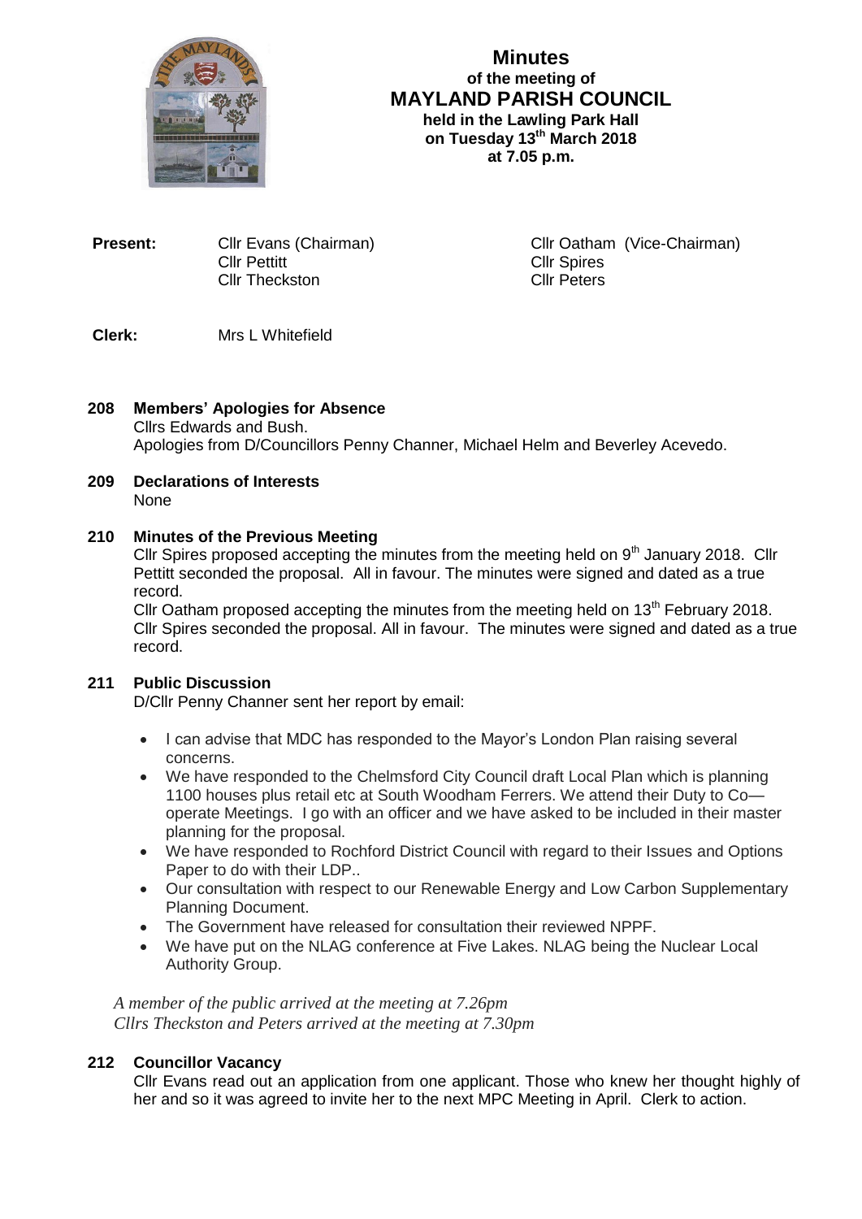# Minutes
### of the meeting of
## MAYLAND PARISH COUNCIL
### held in the Lawling Park Hall on Tuesday 13th March 2018 at 7.05 p.m.

**Present:** Cllr Evans (Chairman), Cllr Oatham (Vice-Chairman), Cllr Pettitt, Cllr Spires, Cllr Theckston, Cllr Peters

**Clerk:** Mrs L Whitefield

**208 Members' Apologies for Absence**

Cllrs Edwards and Bush.
Apologies from D/Councillors Penny Channer, Michael Helm and Beverley Acevedo.

**209 Declarations of Interests**

None

**210 Minutes of the Previous Meeting**

Cllr Spires proposed accepting the minutes from the meeting held on 9th January 2018. Cllr Pettitt seconded the proposal. All in favour. The minutes were signed and dated as a true record.

Cllr Oatham proposed accepting the minutes from the meeting held on 13th February 2018. Cllr Spires seconded the proposal. All in favour. The minutes were signed and dated as a true record.

**211 Public Discussion**

D/Cllr Penny Channer sent her report by email:

- I can advise that MDC has responded to the Mayor's London Plan raising several concerns.
- We have responded to the Chelmsford City Council draft Local Plan which is planning 1100 houses plus retail etc at South Woodham Ferrers. We attend their Duty to Co—operate Meetings. I go with an officer and we have asked to be included in their master planning for the proposal.
- We have responded to Rochford District Council with regard to their Issues and Options Paper to do with their LDP..
- Our consultation with respect to our Renewable Energy and Low Carbon Supplementary Planning Document.
- The Government have released for consultation their reviewed NPPF.
- We have put on the NLAG conference at Five Lakes. NLAG being the Nuclear Local Authority Group.

*A member of the public arrived at the meeting at 7.26pm*
*Cllrs Theckston and Peters arrived at the meeting at 7.30pm*

**212 Councillor Vacancy**

Cllr Evans read out an application from one applicant. Those who knew her thought highly of her and so it was agreed to invite her to the next MPC Meeting in April. Clerk to action.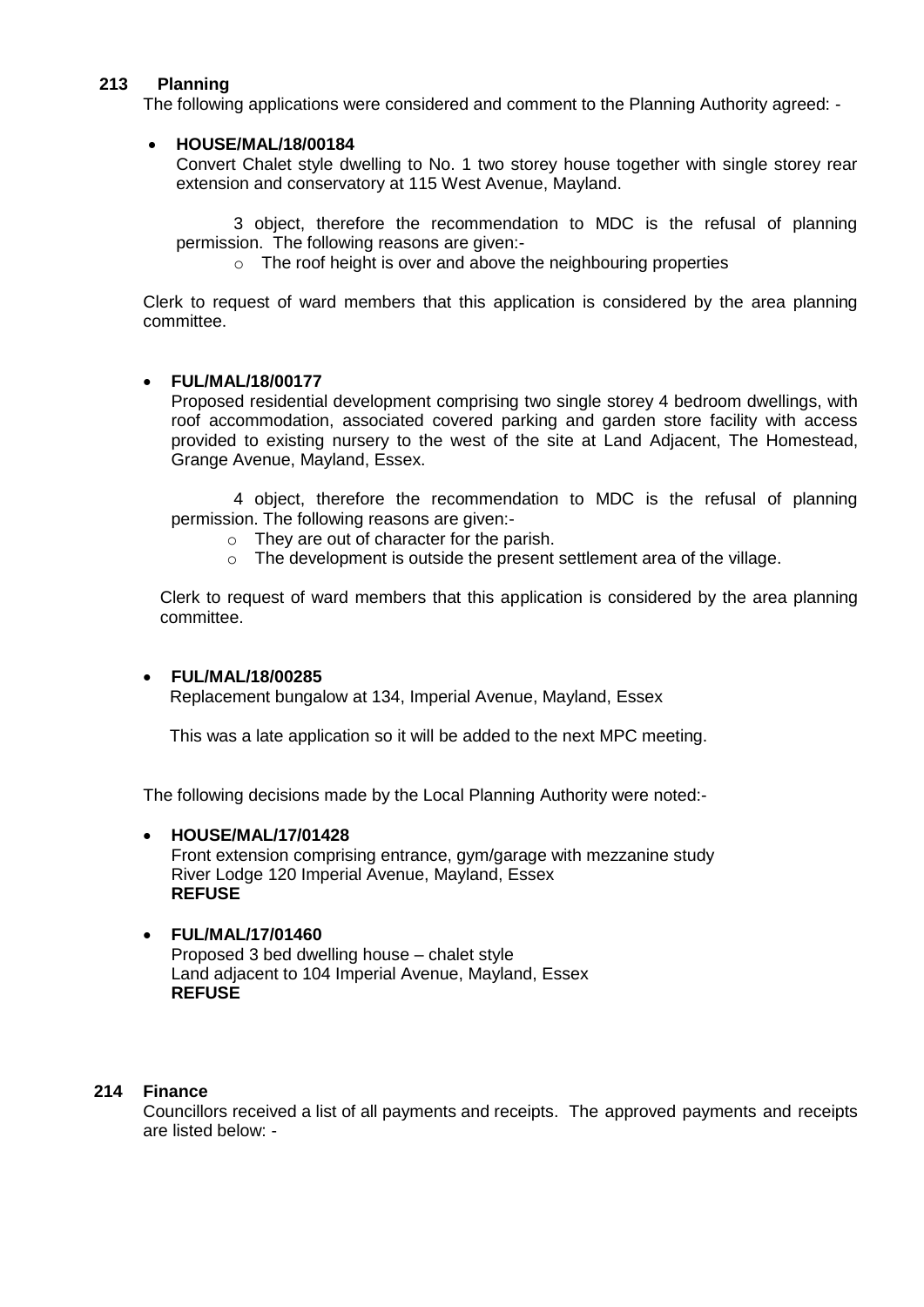## 213 Planning

The following applications were considered and comment to the Planning Authority agreed: -

- **HOUSE/MAL/18/00184**

  Convert Chalet style dwelling to No. 1 two storey house together with single storey rear extension and conservatory at 115 West Avenue, Mayland.

  3 object, therefore the recommendation to MDC is the refusal of planning permission. The following reasons are given:-

  - The roof height is over and above the neighbouring properties

  Clerk to request of ward members that this application is considered by the area planning committee.

- **FUL/MAL/18/00177**

  Proposed residential development comprising two single storey 4 bedroom dwellings, with roof accommodation, associated covered parking and garden store facility with access provided to existing nursery to the west of the site at Land Adjacent, The Homestead, Grange Avenue, Mayland, Essex.

  4 object, therefore the recommendation to MDC is the refusal of planning permission. The following reasons are given:-

  - They are out of character for the parish.
  - The development is outside the present settlement area of the village.

  Clerk to request of ward members that this application is considered by the area planning committee.

- **FUL/MAL/18/00285**

  Replacement bungalow at 134, Imperial Avenue, Mayland, Essex

  This was a late application so it will be added to the next MPC meeting.

The following decisions made by the Local Planning Authority were noted:-

- **HOUSE/MAL/17/01428**

  Front extension comprising entrance, gym/garage with mezzanine study
  River Lodge 120 Imperial Avenue, Mayland, Essex
  **REFUSE**

- **FUL/MAL/17/01460**

  Proposed 3 bed dwelling house – chalet style
  Land adjacent to 104 Imperial Avenue, Mayland, Essex
  **REFUSE**

## 214 Finance

Councillors received a list of all payments and receipts. The approved payments and receipts are listed below: -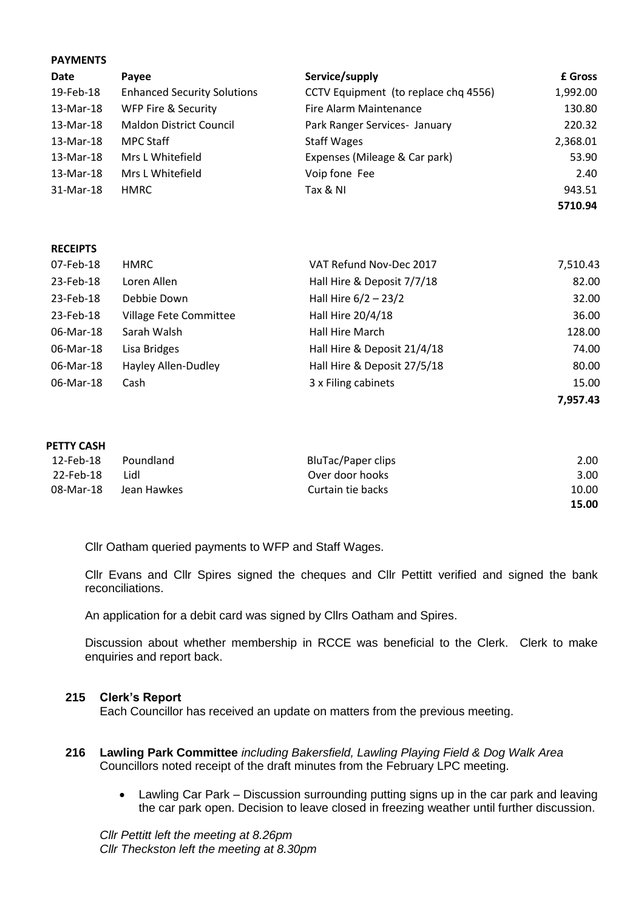**PAYMENTS**

| Date | Payee | Service/supply | £ Gross |
|---|---|---|---|
| 19-Feb-18 | Enhanced Security Solutions | CCTV Equipment (to replace chq 4556) | 1,992.00 |
| 13-Mar-18 | WFP Fire & Security | Fire Alarm Maintenance | 130.80 |
| 13-Mar-18 | Maldon District Council | Park Ranger Services- January | 220.32 |
| 13-Mar-18 | MPC Staff | Staff Wages | 2,368.01 |
| 13-Mar-18 | Mrs L Whitefield | Expenses (Mileage & Car park) | 53.90 |
| 13-Mar-18 | Mrs L Whitefield | Voip fone Fee | 2.40 |
| 31-Mar-18 | HMRC | Tax & NI | 943.51 |
| | | | **5710.94** |

**RECEIPTS**

| | | | |
|---|---|---|---|
| 07-Feb-18 | HMRC | VAT Refund Nov-Dec 2017 | 7,510.43 |
| 23-Feb-18 | Loren Allen | Hall Hire & Deposit 7/7/18 | 82.00 |
| 23-Feb-18 | Debbie Down | Hall Hire 6/2 – 23/2 | 32.00 |
| 23-Feb-18 | Village Fete Committee | Hall Hire 20/4/18 | 36.00 |
| 06-Mar-18 | Sarah Walsh | Hall Hire March | 128.00 |
| 06-Mar-18 | Lisa Bridges | Hall Hire & Deposit 21/4/18 | 74.00 |
| 06-Mar-18 | Hayley Allen-Dudley | Hall Hire & Deposit 27/5/18 | 80.00 |
| 06-Mar-18 | Cash | 3 x Filing cabinets | 15.00 |
| | | | **7,957.43** |

**PETTY CASH**

| | | | |
|---|---|---|---|
| 12-Feb-18 | Poundland | BluTac/Paper clips | 2.00 |
| 22-Feb-18 | Lidl | Over door hooks | 3.00 |
| 08-Mar-18 | Jean Hawkes | Curtain tie backs | 10.00 |
| | | | **15.00** |

Cllr Oatham queried payments to WFP and Staff Wages.

Cllr Evans and Cllr Spires signed the cheques and Cllr Pettitt verified and signed the bank reconciliations.

An application for a debit card was signed by Cllrs Oatham and Spires.

Discussion about whether membership in RCCE was beneficial to the Clerk. Clerk to make enquiries and report back.

**215 Clerk's Report**

Each Councillor has received an update on matters from the previous meeting.

**216 Lawling Park Committee** *including Bakersfield, Lawling Playing Field & Dog Walk Area*

Councillors noted receipt of the draft minutes from the February LPC meeting.

- Lawling Car Park – Discussion surrounding putting signs up in the car park and leaving the car park open. Decision to leave closed in freezing weather until further discussion.

*Cllr Pettitt left the meeting at 8.26pm*
*Cllr Theckston left the meeting at 8.30pm*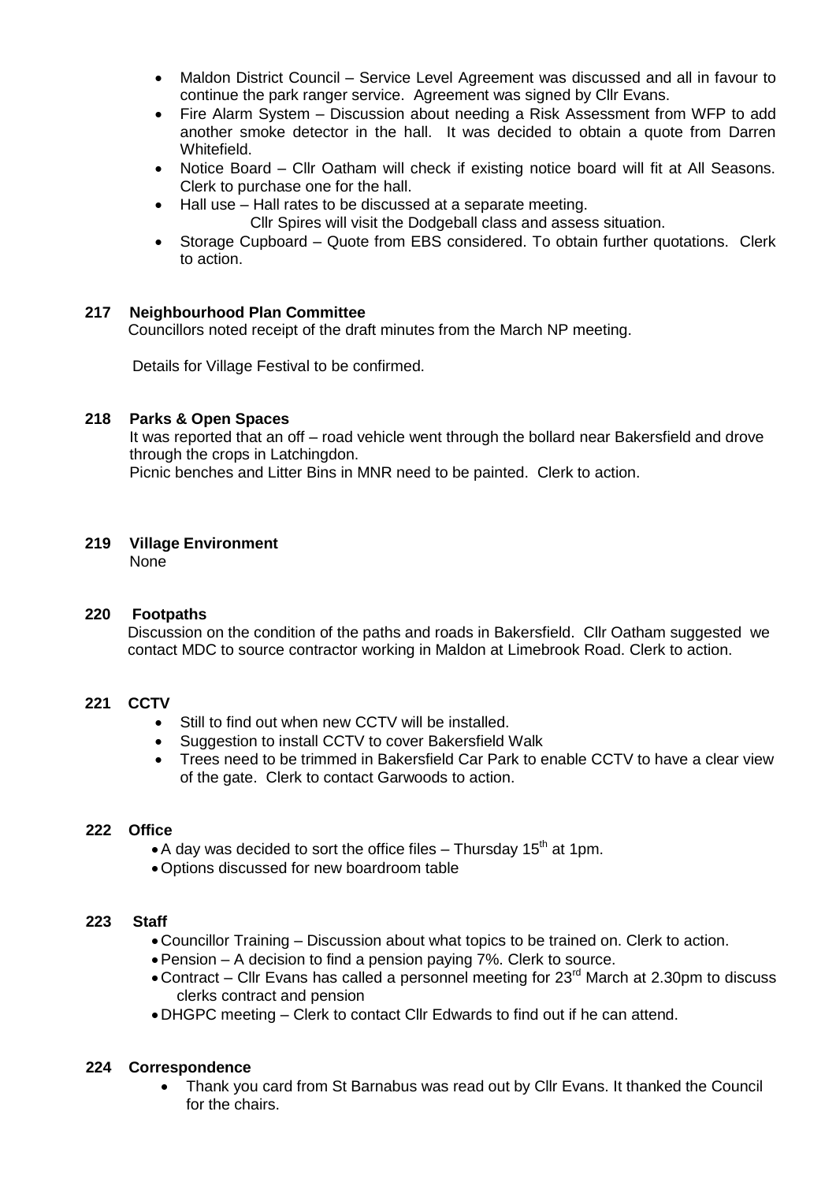- Maldon District Council – Service Level Agreement was discussed and all in favour to continue the park ranger service. Agreement was signed by Cllr Evans.
- Fire Alarm System – Discussion about needing a Risk Assessment from WFP to add another smoke detector in the hall. It was decided to obtain a quote from Darren Whitefield.
- Notice Board – Cllr Oatham will check if existing notice board will fit at All Seasons. Clerk to purchase one for the hall.
- Hall use – Hall rates to be discussed at a separate meeting.
  Cllr Spires will visit the Dodgeball class and assess situation.
- Storage Cupboard – Quote from EBS considered. To obtain further quotations. Clerk to action.

**217 Neighbourhood Plan Committee**

Councillors noted receipt of the draft minutes from the March NP meeting.

Details for Village Festival to be confirmed.

**218 Parks & Open Spaces**

It was reported that an off – road vehicle went through the bollard near Bakersfield and drove through the crops in Latchingdon.

Picnic benches and Litter Bins in MNR need to be painted. Clerk to action.

**219 Village Environment**

None

**220 Footpaths**

Discussion on the condition of the paths and roads in Bakersfield. Cllr Oatham suggested we contact MDC to source contractor working in Maldon at Limebrook Road. Clerk to action.

**221 CCTV**

- Still to find out when new CCTV will be installed.
- Suggestion to install CCTV to cover Bakersfield Walk
- Trees need to be trimmed in Bakersfield Car Park to enable CCTV to have a clear view of the gate. Clerk to contact Garwoods to action.

**222 Office**

- A day was decided to sort the office files – Thursday 15th at 1pm.
- Options discussed for new boardroom table

**223 Staff**

- Councillor Training – Discussion about what topics to be trained on. Clerk to action.
- Pension – A decision to find a pension paying 7%. Clerk to source.
- Contract – Cllr Evans has called a personnel meeting for 23rd March at 2.30pm to discuss clerks contract and pension
- DHGPC meeting – Clerk to contact Cllr Edwards to find out if he can attend.

**224 Correspondence**

- Thank you card from St Barnabus was read out by Cllr Evans. It thanked the Council for the chairs.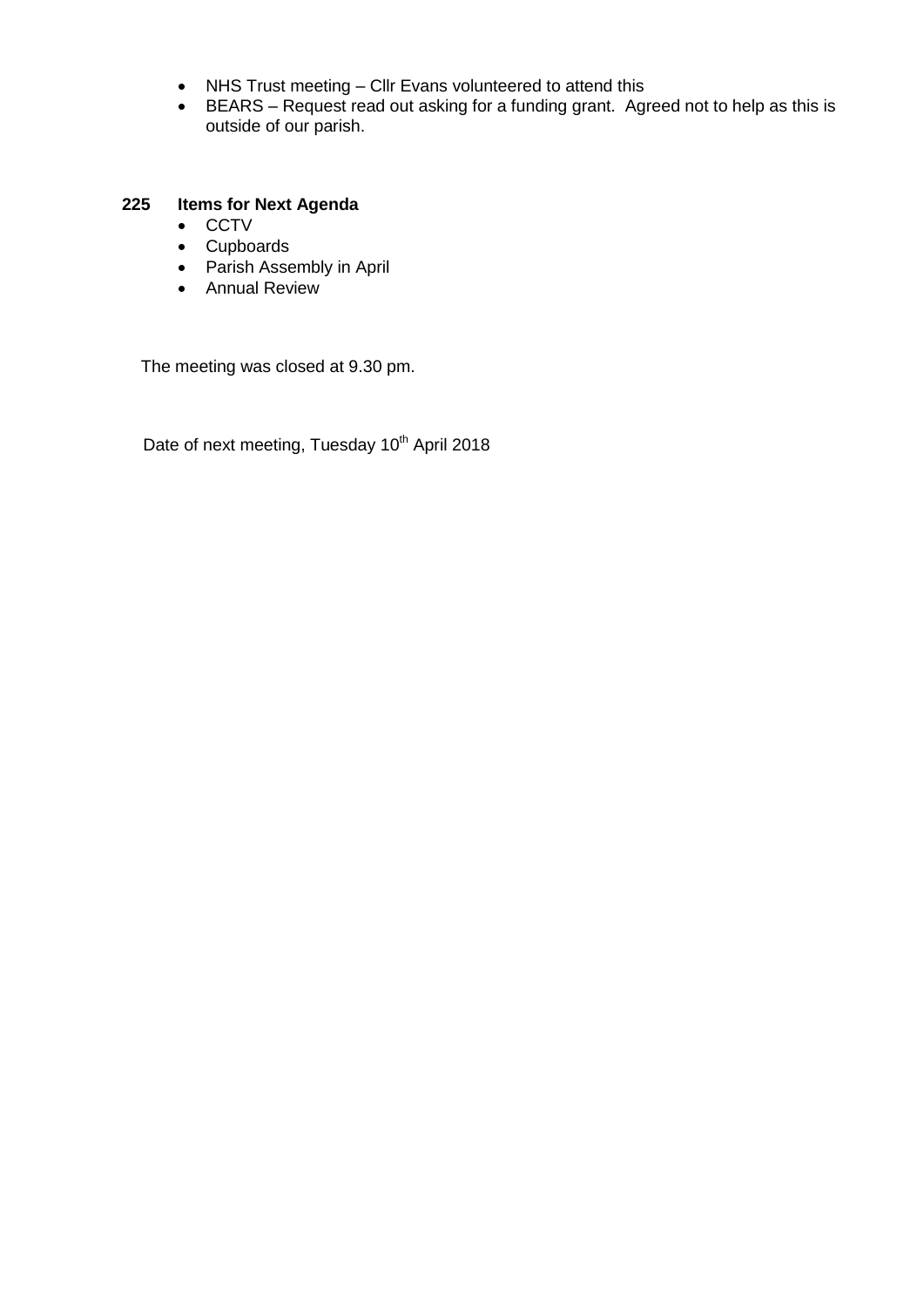- NHS Trust meeting – Cllr Evans volunteered to attend this
- BEARS – Request read out asking for a funding grant. Agreed not to help as this is outside of our parish.

**225 Items for Next Agenda**

- CCTV
- Cupboards
- Parish Assembly in April
- Annual Review

The meeting was closed at 9.30 pm.

Date of next meeting, Tuesday 10th April 2018